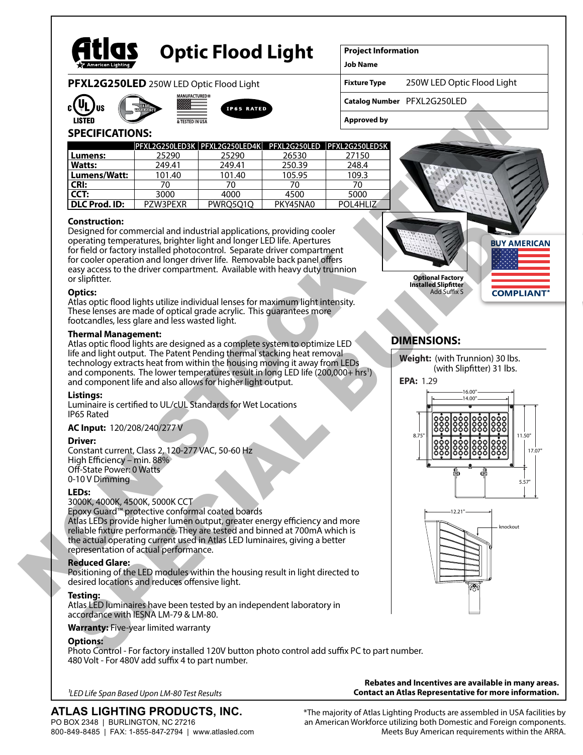# Optic Flood Light

**PFXL2G250LED** 250W LED Optic Flood Light

| Project Information | |
|---|---|
| Job Name | |
| Fixture Type | 250W LED Optic Flood Light |
| Catalog Number | PFXL2G250LED |
| Approved by | |

c UL us LISTED | 5 YEAR WARRANTY | MANUFACTURED & TESTED IN USA | IP65 RATED

## SPECIFICATIONS:

| | PFXL2G250LED3K | PFXL2G250LED4K | PFXL2G250LED | PFXL2G250LED5K |
|---|---|---|---|---|
| **Lumens:** | 25290 | 25290 | 26530 | 27150 |
| **Watts:** | 249.41 | 249.41 | 250.39 | 248.4 |
| **Lumens/Watt:** | 101.40 | 101.40 | 105.95 | 109.3 |
| **CRI:** | 70 | 70 | 70 | 70 |
| **CCT:** | 3000 | 4000 | 4500 | 5000 |
| **DLC Prod. ID:** | PZW3PEXR | PWRQ5Q1Q | PKY45NA0 | POL4HLIZ |

**Construction:**
Designed for commercial and industrial applications, providing cooler operating temperatures, brighter light and longer LED life. Apertures for field or factory installed photocontrol. Separate driver compartment for cooler operation and longer driver life. Removable back panel offers easy access to the driver compartment. Available with heavy duty trunnion or slipfitter.

**Optics:**
Atlas optic flood lights utilize individual lenses for maximum light intensity. These lenses are made of optical grade acrylic. This guarantees more footcandles, less glare and less wasted light.

**Thermal Management:**
Atlas optic flood lights are designed as a complete system to optimize LED life and light output. The Patent Pending thermal stacking heat removal technology extracts heat from within the housing moving it away from LEDs and components. The lower temperatures result in long LED life (200,000+ hrs[1]) and component life and also allows for higher light output.

**Listings:**
Luminaire is certified to UL/cUL Standards for Wet Locations
IP65 Rated

**AC Input:** 120/208/240/277 V

**Driver:**
Constant current, Class 2, 120-277 VAC, 50-60 Hz
High Efficiency – min. 88%
Off-State Power: 0 Watts
0-10 V Dimming

**LEDs:**
3000K, 4000K, 4500K, 5000K CCT
Epoxy Guard™ protective conformal coated boards
Atlas LEDs provide higher lumen output, greater energy efficiency and more reliable fixture performance. They are tested and binned at 700mA which is the actual operating current used in Atlas LED luminaires, giving a better representation of actual performance.

**Reduced Glare:**
Positioning of the LED modules within the housing result in light directed to desired locations and reduces offensive light.

**Testing:**
Atlas LED luminaires have been tested by an independent laboratory in accordance with IESNA LM-79 & LM-80.

**Warranty:** Five-year limited warranty

**Options:**
Photo Control - For factory installed 120V button photo control add suffix PC to part number.
480 Volt - For 480V add suffix 4 to part number.

**Optional Factory Installed Slipfitter**
Add Suffix S

BUY AMERICAN COMPLIANT*

## DIMENSIONS:

**Weight:** (with Trunnion) 30 lbs.
(with Slipfitter) 31 lbs.

**EPA:** 1.29

16.00" | 14.00" | 8.75" | 11.50" | 17.07" | 5.57" | 12.21" | knockout

NON STOCK ITEM SPECIAL BUILD

[1]*LED Life Span Based Upon LM-80 Test Results*

**Rebates and Incentives are available in many areas. Contact an Atlas Representative for more information.**

**ATLAS LIGHTING PRODUCTS, INC.**
PO BOX 2348 | BURLINGTON, NC 27216
800-849-8485 | FAX: 1-855-847-2794 | www.atlasled.com

*The majority of Atlas Lighting Products are assembled in USA facilities by an American Workforce utilizing both Domestic and Foreign components. Meets Buy American requirements within the ARRA.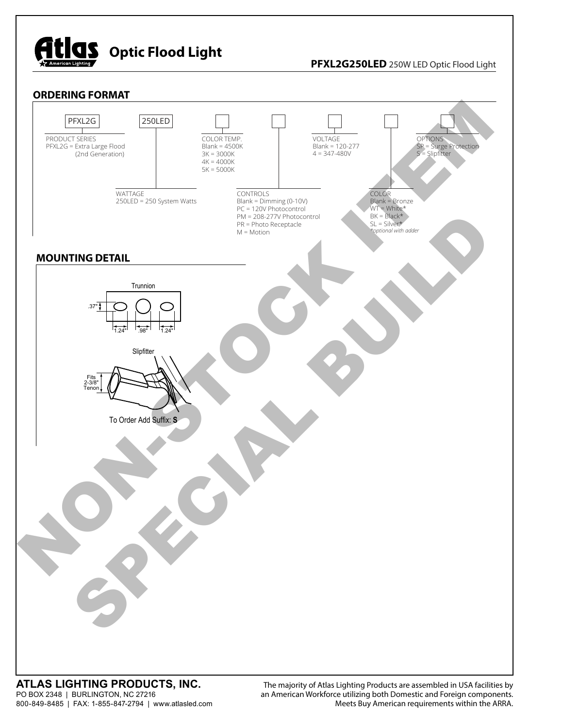# Optic Flood Light

**PFXL2G250LED** 250W LED Optic Flood Light

## ORDERING FORMAT

PFXL2G | 250LED | ☐ | ☐ | ☐ | ☐ | ☐

**PRODUCT SERIES**
PFXL2G = Extra Large Flood (2nd Generation)

**WATTAGE**
250LED = 250 System Watts

**COLOR TEMP.**
Blank = 4500K
3K = 3000K
4K = 4000K
5K = 5000K

**CONTROLS**
Blank = Dimming (0-10V)
PC = 120V Photocontrol
PM = 208-277V Photocontrol
PR = Photo Receptacle
M = Motion

**VOLTAGE**
Blank = 120-277
4 = 347-480V

**COLOR**
Blank = Bronze
WT = White*
BK = Black*
SL = Silver*
*optional with adder*

**OPTIONS**
SP = Surge Protection
S = Slipfitter

## MOUNTING DETAIL

Trunnion

.37"

1.24" .98" 1.24"

Slipfitter

Fits 2-3/8" Tenon

To Order Add Suffix: **S**

NON-STOCK ITEM
SPECIAL BUILD

**ATLAS LIGHTING PRODUCTS, INC.**
PO BOX 2348 | BURLINGTON, NC 27216
800-849-8485 | FAX: 1-855-847-2794 | www.atlasled.com

The majority of Atlas Lighting Products are assembled in USA facilities by an American Workforce utilizing both Domestic and Foreign components. Meets Buy American requirements within the ARRA.